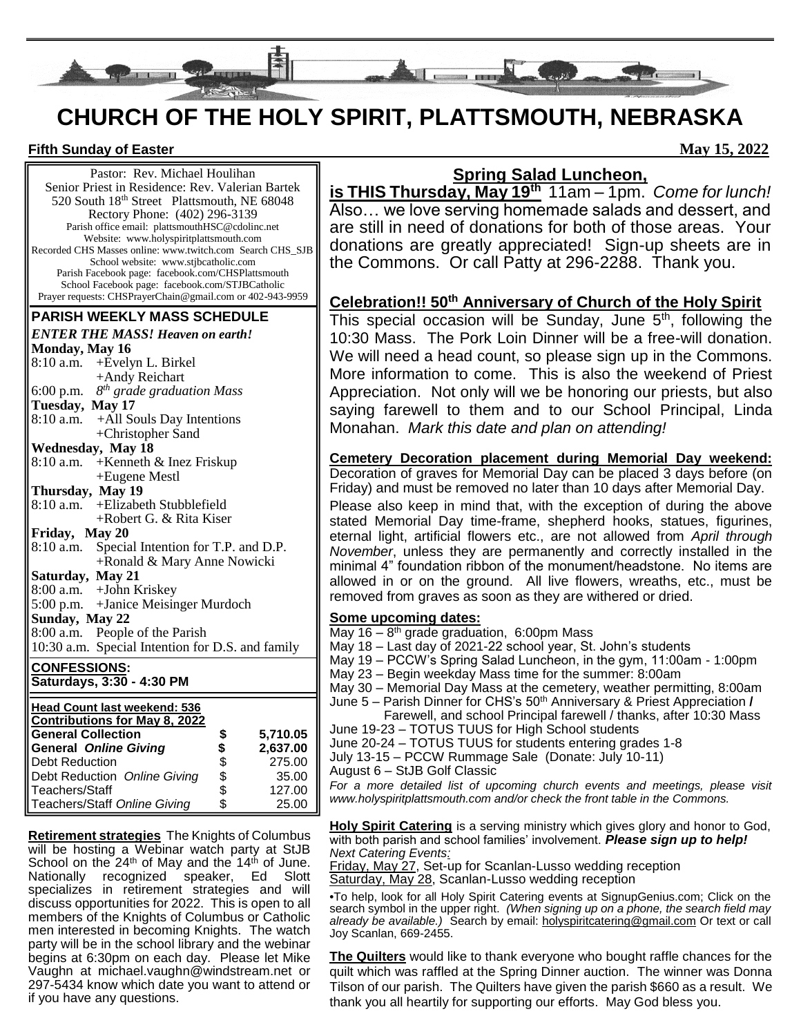# CHURCH OF THE HOLY SPIRIT, PLATTSMOUTH, NEBRASKA

**Fifth Sunday of Easter** **May 15, 2022**

Pastor: Rev. Michael Houlihan
Senior Priest in Residence: Rev. Valerian Bartek
520 South 18th Street Plattsmouth, NE 68048
Rectory Phone: (402) 296-3139
Parish office email: plattsmouthHSC@cdolinc.net
Website: www.holyspiritplattsmouth.com
Recorded CHS Masses online: www.twitch.com Search CHS_SJB
School website: www.stjbcatholic.com
Parish Facebook page: facebook.com/CHSPlattsmouth
School Facebook page: facebook.com/STJBCatholic
Prayer requests: CHSPrayerChain@gmail.com or 402-943-9959

## PARISH WEEKLY MASS SCHEDULE

***ENTER THE MASS! Heaven on earth!***

**Monday, May 16**
8:10 a.m. +Evelyn L. Birkel
+Andy Reichart
6:00 p.m. *8th grade graduation Mass*

**Tuesday, May 17**
8:10 a.m. +All Souls Day Intentions
+Christopher Sand

**Wednesday, May 18**
8:10 a.m. +Kenneth & Inez Friskup
+Eugene Mestl

**Thursday, May 19**
8:10 a.m. +Elizabeth Stubblefield
+Robert G. & Rita Kiser

**Friday, May 20**
8:10 a.m. Special Intention for T.P. and D.P.
+Ronald & Mary Anne Nowicki

**Saturday, May 21**
8:00 a.m. +John Kriskey
5:00 p.m. +Janice Meisinger Murdoch

**Sunday, May 22**
8:00 a.m. People of the Parish
10:30 a.m. Special Intention for D.S. and family

**CONFESSIONS:**
**Saturdays, 3:30 - 4:30 PM**

**Head Count last weekend: 536**

| **Contributions for May 8, 2022** | | |
|---|---|---|
| **General Collection** | **$** | **5,710.05** |
| **General *Online Giving*** | **$** | **2,637.00** |
| Debt Reduction | $ | 275.00 |
| Debt Reduction *Online Giving* | $ | 35.00 |
| Teachers/Staff | $ | 127.00 |
| Teachers/Staff *Online Giving* | $ | 25.00 |

**Retirement strategies** The Knights of Columbus will be hosting a Webinar watch party at StJB School on the 24th of May and the 14th of June. Nationally recognized speaker, Ed Slott specializes in retirement strategies and will discuss opportunities for 2022. This is open to all members of the Knights of Columbus or Catholic men interested in becoming Knights. The watch party will be in the school library and the webinar begins at 6:30pm on each day. Please let Mike Vaughn at michael.vaughn@windstream.net or 297-5434 know which date you want to attend or if you have any questions.

## Spring Salad Luncheon,

**is THIS Thursday, May 19th** 11am – 1pm. *Come for lunch!* Also… we love serving homemade salads and dessert, and are still in need of donations for both of those areas. Your donations are greatly appreciated! Sign-up sheets are in the Commons. Or call Patty at 296-2288. Thank you.

## Celebration!! 50th Anniversary of Church of the Holy Spirit

This special occasion will be Sunday, June 5th, following the 10:30 Mass. The Pork Loin Dinner will be a free-will donation. We will need a head count, so please sign up in the Commons. More information to come. This is also the weekend of Priest Appreciation. Not only will we be honoring our priests, but also saying farewell to them and to our School Principal, Linda Monahan. *Mark this date and plan on attending!*

**Cemetery Decoration placement during Memorial Day weekend:** Decoration of graves for Memorial Day can be placed 3 days before (on Friday) and must be removed no later than 10 days after Memorial Day.

Please also keep in mind that, with the exception of during the above stated Memorial Day time-frame, shepherd hooks, statues, figurines, eternal light, artificial flowers etc., are not allowed from *April through November*, unless they are permanently and correctly installed in the minimal 4" foundation ribbon of the monument/headstone. No items are allowed in or on the ground. All live flowers, wreaths, etc., must be removed from graves as soon as they are withered or dried.

**Some upcoming dates:**
May 16 – 8th grade graduation, 6:00pm Mass
May 18 – Last day of 2021-22 school year, St. John's students
May 19 – PCCW's Spring Salad Luncheon, in the gym, 11:00am - 1:00pm
May 23 – Begin weekday Mass time for the summer: 8:00am
May 30 – Memorial Day Mass at the cemetery, weather permitting, 8:00am
June 5 – Parish Dinner for CHS's 50th Anniversary & Priest Appreciation / Farewell, and school Principal farewell / thanks, after 10:30 Mass
June 19-23 – TOTUS TUUS for High School students
June 20-24 – TOTUS TUUS for students entering grades 1-8
July 13-15 – PCCW Rummage Sale (Donate: July 10-11)
August 6 – StJB Golf Classic

*For a more detailed list of upcoming church events and meetings, please visit www.holyspiritplattsmouth.com and/or check the front table in the Commons.*

**Holy Spirit Catering** is a serving ministry which gives glory and honor to God, with both parish and school families' involvement. ***Please sign up to help!***
*Next Catering Events:*
Friday, May 27, Set-up for Scanlan-Lusso wedding reception
Saturday, May 28, Scanlan-Lusso wedding reception

•To help, look for all Holy Spirit Catering events at SignupGenius.com; Click on the search symbol in the upper right. *(When signing up on a phone, the search field may already be available.)* Search by email: holyspiritcatering@gmail.com Or text or call Joy Scanlan, 669-2455.

**The Quilters** would like to thank everyone who bought raffle chances for the quilt which was raffled at the Spring Dinner auction. The winner was Donna Tilson of our parish. The Quilters have given the parish $660 as a result. We thank you all heartily for supporting our efforts. May God bless you.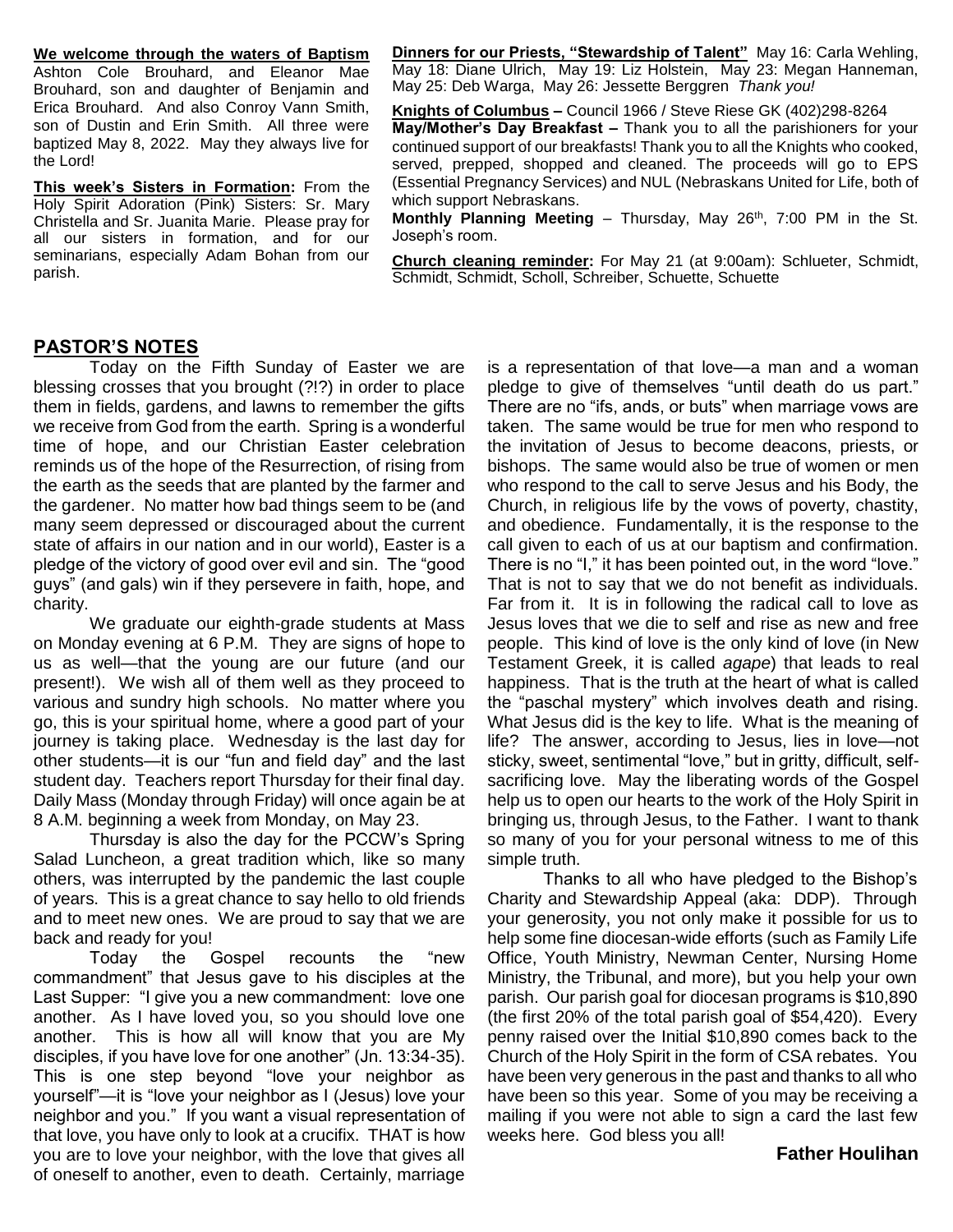**We welcome through the waters of Baptism** Ashton Cole Brouhard, and Eleanor Mae Brouhard, son and daughter of Benjamin and Erica Brouhard. And also Conroy Vann Smith, son of Dustin and Erin Smith. All three were baptized May 8, 2022. May they always live for the Lord!

**This week's Sisters in Formation:** From the Holy Spirit Adoration (Pink) Sisters: Sr. Mary Christella and Sr. Juanita Marie. Please pray for all our sisters in formation, and for our seminarians, especially Adam Bohan from our parish.

**Dinners for our Priests, "Stewardship of Talent"** May 16: Carla Wehling, May 18: Diane Ulrich, May 19: Liz Holstein, May 23: Megan Hanneman, May 25: Deb Warga, May 26: Jessette Berggren *Thank you!*

**Knights of Columbus –** Council 1966 / Steve Riese GK (402)298-8264

**May/Mother's Day Breakfast –** Thank you to all the parishioners for your continued support of our breakfasts! Thank you to all the Knights who cooked, served, prepped, shopped and cleaned. The proceeds will go to EPS (Essential Pregnancy Services) and NUL (Nebraskans United for Life, both of which support Nebraskans.

**Monthly Planning Meeting** – Thursday, May 26th, 7:00 PM in the St. Joseph's room.

**Church cleaning reminder:** For May 21 (at 9:00am): Schlueter, Schmidt, Schmidt, Schmidt, Scholl, Schreiber, Schuette, Schuette

## PASTOR'S NOTES

Today on the Fifth Sunday of Easter we are blessing crosses that you brought (?!?) in order to place them in fields, gardens, and lawns to remember the gifts we receive from God from the earth. Spring is a wonderful time of hope, and our Christian Easter celebration reminds us of the hope of the Resurrection, of rising from the earth as the seeds that are planted by the farmer and the gardener. No matter how bad things seem to be (and many seem depressed or discouraged about the current state of affairs in our nation and in our world), Easter is a pledge of the victory of good over evil and sin. The "good guys" (and gals) win if they persevere in faith, hope, and charity.

We graduate our eighth-grade students at Mass on Monday evening at 6 P.M. They are signs of hope to us as well—that the young are our future (and our present!). We wish all of them well as they proceed to various and sundry high schools. No matter where you go, this is your spiritual home, where a good part of your journey is taking place. Wednesday is the last day for other students—it is our "fun and field day" and the last student day. Teachers report Thursday for their final day. Daily Mass (Monday through Friday) will once again be at 8 A.M. beginning a week from Monday, on May 23.

Thursday is also the day for the PCCW's Spring Salad Luncheon, a great tradition which, like so many others, was interrupted by the pandemic the last couple of years. This is a great chance to say hello to old friends and to meet new ones. We are proud to say that we are back and ready for you!

Today the Gospel recounts the "new commandment" that Jesus gave to his disciples at the Last Supper: "I give you a new commandment: love one another. As I have loved you, so you should love one another. This is how all will know that you are My disciples, if you have love for one another" (Jn. 13:34-35). This is one step beyond "love your neighbor as yourself"—it is "love your neighbor as I (Jesus) love your neighbor and you." If you want a visual representation of that love, you have only to look at a crucifix. THAT is how you are to love your neighbor, with the love that gives all of oneself to another, even to death. Certainly, marriage is a representation of that love—a man and a woman pledge to give of themselves "until death do us part." There are no "ifs, ands, or buts" when marriage vows are taken. The same would be true for men who respond to the invitation of Jesus to become deacons, priests, or bishops. The same would also be true of women or men who respond to the call to serve Jesus and his Body, the Church, in religious life by the vows of poverty, chastity, and obedience. Fundamentally, it is the response to the call given to each of us at our baptism and confirmation. There is no "I," it has been pointed out, in the word "love." That is not to say that we do not benefit as individuals. Far from it. It is in following the radical call to love as Jesus loves that we die to self and rise as new and free people. This kind of love is the only kind of love (in New Testament Greek, it is called *agape*) that leads to real happiness. That is the truth at the heart of what is called the "paschal mystery" which involves death and rising. What Jesus did is the key to life. What is the meaning of life? The answer, according to Jesus, lies in love—not sticky, sweet, sentimental "love," but in gritty, difficult, self-sacrificing love. May the liberating words of the Gospel help us to open our hearts to the work of the Holy Spirit in bringing us, through Jesus, to the Father. I want to thank so many of you for your personal witness to me of this simple truth.

Thanks to all who have pledged to the Bishop's Charity and Stewardship Appeal (aka: DDP). Through your generosity, you not only make it possible for us to help some fine diocesan-wide efforts (such as Family Life Office, Youth Ministry, Newman Center, Nursing Home Ministry, the Tribunal, and more), but you help your own parish. Our parish goal for diocesan programs is $10,890 (the first 20% of the total parish goal of $54,420). Every penny raised over the Initial $10,890 comes back to the Church of the Holy Spirit in the form of CSA rebates. You have been very generous in the past and thanks to all who have been so this year. Some of you may be receiving a mailing if you were not able to sign a card the last few weeks here. God bless you all!

**Father Houlihan**